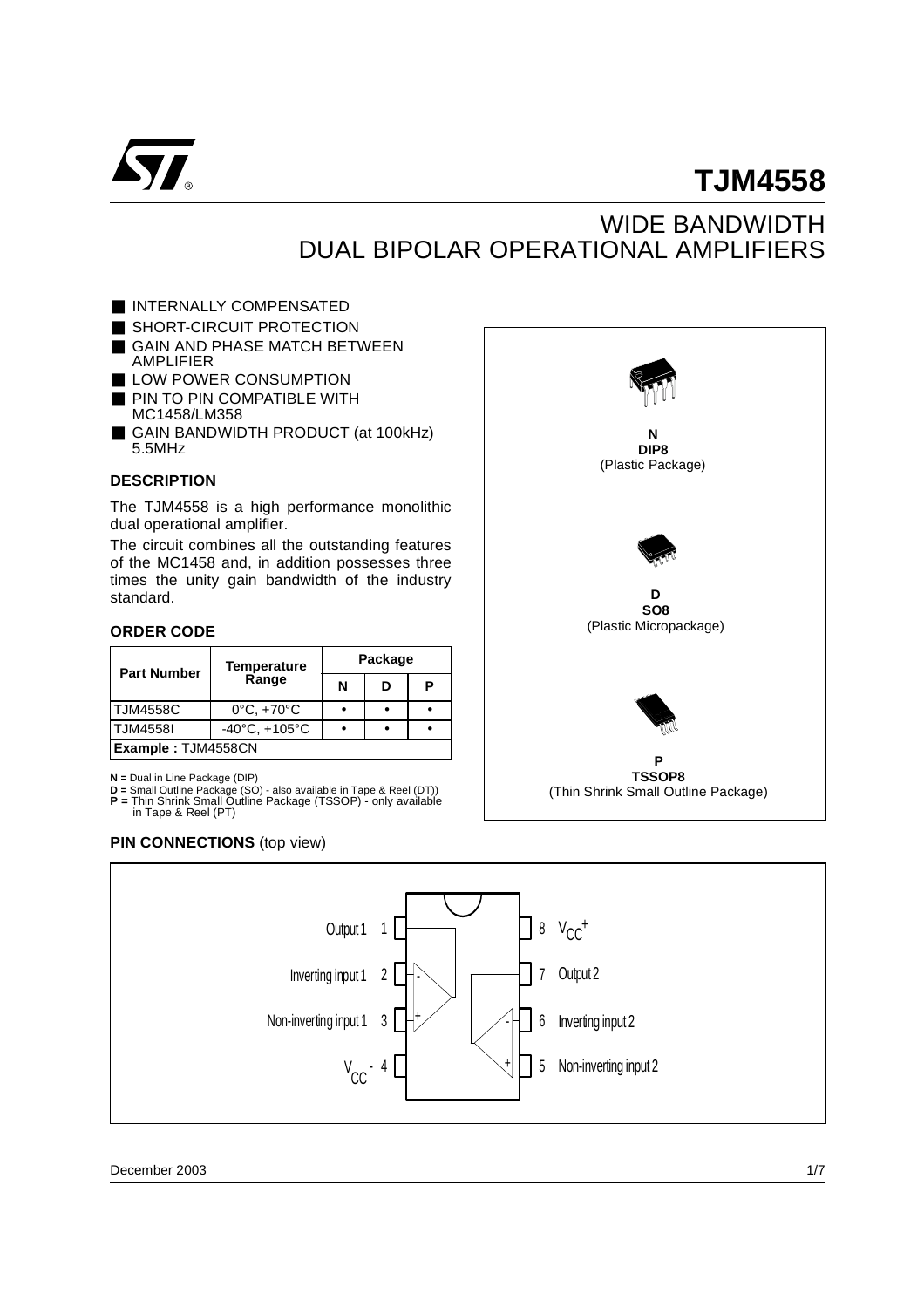# TJM4558

## WIDE BANDWIDTH DUAL BIPOLAR OPERATIONAL AMPLIFIERS

- INTERNALLY COMPENSATED
- SHORT-CIRCUIT PROTECTION
- GAIN AND PHASE MATCH BETWEEN AMPLIFIER
- LOW POWER CONSUMPTION
- PIN TO PIN COMPATIBLE WITH MC1458/LM358
- GAIN BANDWIDTH PRODUCT (at 100kHz) 5.5MHz

**N**
**DIP8**
(Plastic Package)

**D**
**SO8**
(Plastic Micropackage)

**P**
**TSSOP8**
(Thin Shrink Small Outline Package)

### DESCRIPTION

The TJM4558 is a high performance monolithic dual operational amplifier.

The circuit combines all the outstanding features of the MC1458 and, in addition possesses three times the unity gain bandwidth of the industry standard.

### ORDER CODE

| Part Number | Temperature Range | Package | | |
|---|---|---|---|---|
| | | N | D | P |
| TJM4558C | 0°C, +70°C | • | • | • |
| TJM4558I | -40°C, +105°C | • | • | • |
| **Example :** TJM4558CN | | | | |

**N =** Dual in Line Package (DIP)
**D =** Small Outline Package (SO) - also available in Tape & Reel (DT))
**P =** Thin Shrink Small Outline Package (TSSOP) - only available in Tape & Reel (PT)

### PIN CONNECTIONS (top view)

| Pin | Function | Pin | Function |
|---|---|---|---|
| 1 | Output 1 | 8 | $V_{CC}^{+}$ |
| 2 | Inverting input 1 | 7 | Output 2 |
| 3 | Non-inverting input 1 | 6 | Inverting input 2 |
| 4 | $V_{CC}^{-}$ | 5 | Non-inverting input 2 |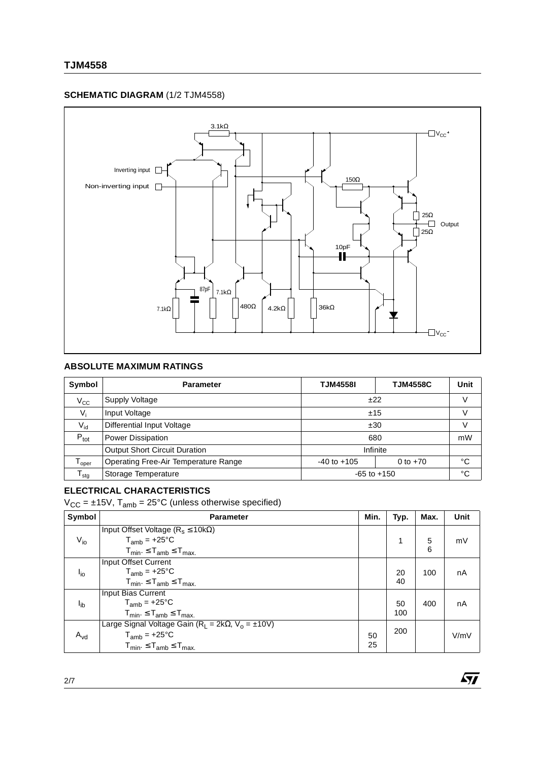## SCHEMATIC DIAGRAM (1/2 TJM4558)

## ABSOLUTE MAXIMUM RATINGS

| Symbol | Parameter | TJM4558I | TJM4558C | Unit |
|---|---|---|---|---|
| $V_{CC}$ | Supply Voltage | ±22 | | V |
| $V_i$ | Input Voltage | ±15 | | V |
| $V_{id}$ | Differential Input Voltage | ±30 | | V |
| $P_{tot}$ | Power Dissipation | 680 | | mW |
| | Output Short Circuit Duration | Infinite | | |
| $T_{oper}$ | Operating Free-Air Temperature Range | -40 to +105 | 0 to +70 | °C |
| $T_{stg}$ | Storage Temperature | -65 to +150 | | °C |

## ELECTRICAL CHARACTERISTICS

$V_{CC}$ = ±15V, $T_{amb}$ = 25°C (unless otherwise specified)

| Symbol | Parameter | Min. | Typ. | Max. | Unit |
|---|---|---|---|---|---|
| $V_{io}$ | Input Offset Voltage ($R_S \leq 10k\Omega$)<br>$T_{amb}$ = +25°C<br>$T_{min.} \leq T_{amb} \leq T_{max.}$ | | 1 | 5<br>6 | mV |
| $I_{io}$ | Input Offset Current<br>$T_{amb}$ = +25°C<br>$T_{min.} \leq T_{amb} \leq T_{max.}$ | | 20<br>40 | 100 | nA |
| $I_{ib}$ | Input Bias Current<br>$T_{amb}$ = +25°C<br>$T_{min.} \leq T_{amb} \leq T_{max.}$ | | 50<br>100 | 400 | nA |
| $A_{vd}$ | Large Signal Voltage Gain ($R_L$ = 2kΩ, $V_o$ = ±10V)<br>$T_{amb}$ = +25°C<br>$T_{min.} \leq T_{amb} \leq T_{max.}$ | 50<br>25 | 200 | | V/mV |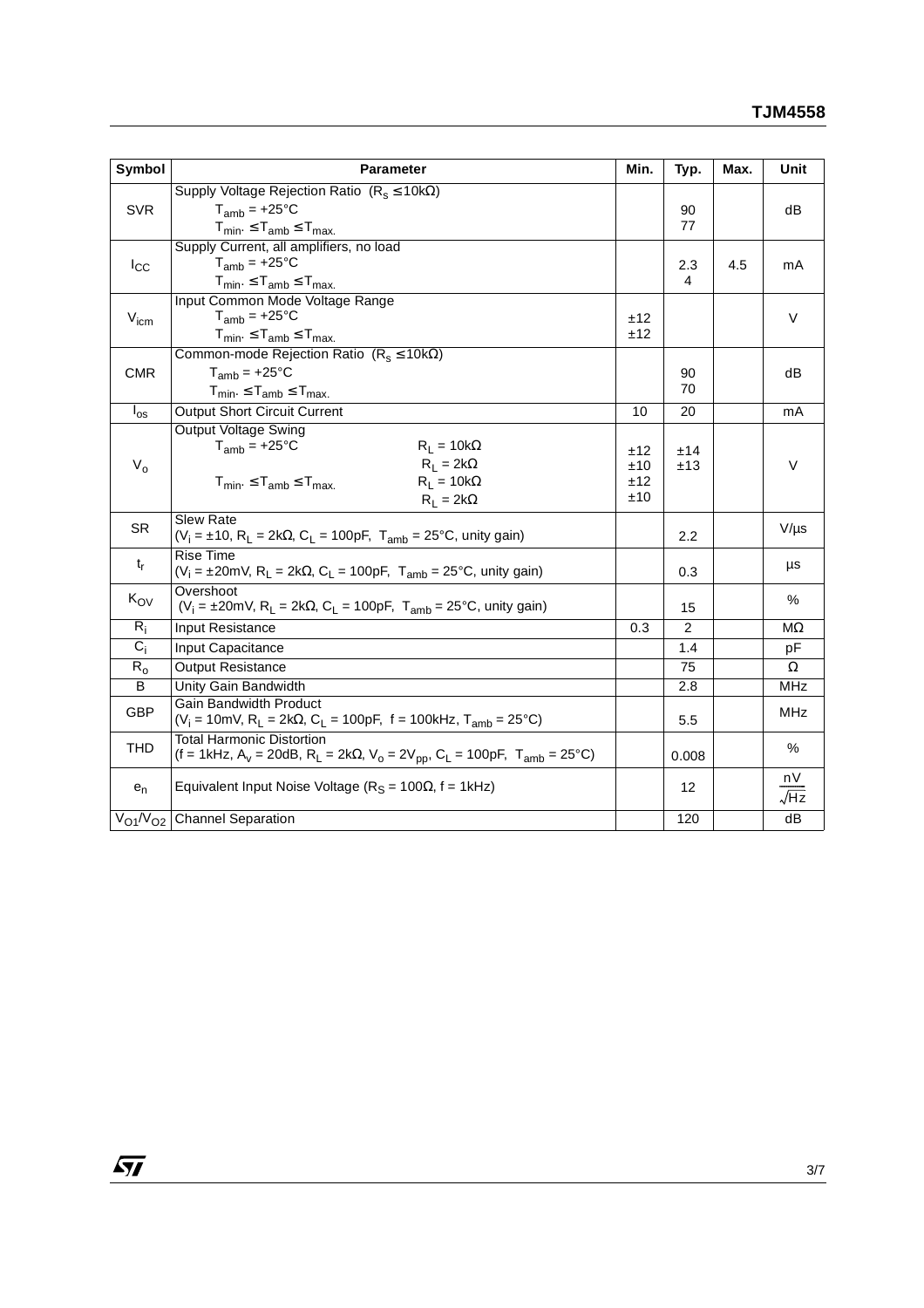| Symbol | Parameter | Min. | Typ. | Max. | Unit |
|---|---|---|---|---|---|
| SVR | Supply Voltage Rejection Ratio ($R_s \leq 10k\Omega$)<br>$T_{amb} = +25°C$<br>$T_{min.} \leq T_{amb} \leq T_{max.}$ | | 90<br>77 | | dB |
| $I_{CC}$ | Supply Current, all amplifiers, no load<br>$T_{amb} = +25°C$<br>$T_{min.} \leq T_{amb} \leq T_{max.}$ | | 2.3<br>4 | 4.5 | mA |
| $V_{icm}$ | Input Common Mode Voltage Range<br>$T_{amb} = +25°C$<br>$T_{min.} \leq T_{amb} \leq T_{max.}$ | ±12<br>±12 | | | V |
| CMR | Common-mode Rejection Ratio ($R_s \leq 10k\Omega$)<br>$T_{amb} = +25°C$<br>$T_{min.} \leq T_{amb} \leq T_{max.}$ | | 90<br>70 | | dB |
| $I_{os}$ | Output Short Circuit Current | 10 | 20 | | mA |
| $V_o$ | Output Voltage Swing<br>$T_{amb} = +25°C$ $R_L = 10k\Omega$<br>$R_L = 2k\Omega$<br>$T_{min.} \leq T_{amb} \leq T_{max.}$ $R_L = 10k\Omega$<br>$R_L = 2k\Omega$ | ±12<br>±10<br>±12<br>±10 | ±14<br>±13 | | V |
| SR | Slew Rate<br>($V_i = \pm 10$, $R_L = 2k\Omega$, $C_L = 100pF$, $T_{amb} = 25°C$, unity gain) | | 2.2 | | V/μs |
| $t_r$ | Rise Time<br>($V_i = \pm 20mV$, $R_L = 2k\Omega$, $C_L = 100pF$, $T_{amb} = 25°C$, unity gain) | | 0.3 | | μs |
| $K_{OV}$ | Overshoot<br>($V_i = \pm 20mV$, $R_L = 2k\Omega$, $C_L = 100pF$, $T_{amb} = 25°C$, unity gain) | | 15 | | % |
| $R_i$ | Input Resistance | 0.3 | 2 | | MΩ |
| $C_i$ | Input Capacitance | | 1.4 | | pF |
| $R_o$ | Output Resistance | | 75 | | Ω |
| B | Unity Gain Bandwidth | | 2.8 | | MHz |
| GBP | Gain Bandwidth Product<br>($V_i = 10mV$, $R_L = 2k\Omega$, $C_L = 100pF$, $f = 100kHz$, $T_{amb} = 25°C$) | | 5.5 | | MHz |
| THD | Total Harmonic Distortion<br>($f = 1kHz$, $A_v = 20dB$, $R_L = 2k\Omega$, $V_o = 2V_{pp}$, $C_L = 100pF$, $T_{amb} = 25°C$) | | 0.008 | | % |
| $e_n$ | Equivalent Input Noise Voltage ($R_S = 100\Omega$, $f = 1kHz$) | | 12 | | $\frac{nV}{\sqrt{Hz}}$ |
| $V_{O1}/V_{O2}$ | Channel Separation | | 120 | | dB |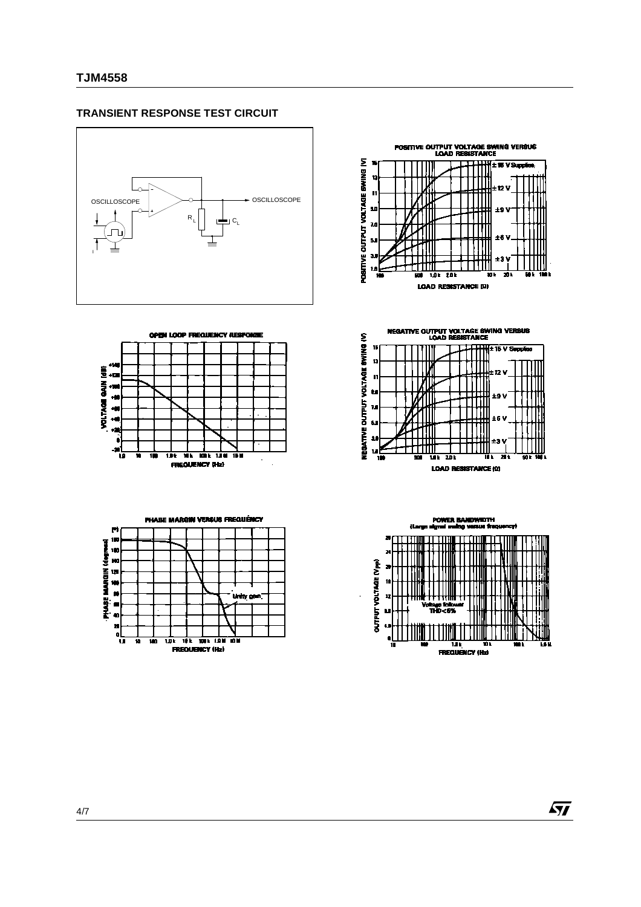## TRANSIENT RESPONSE TEST CIRCUIT

OSCILLOSCOPE

OSCILLOSCOPE

$R_L$

$C_L$

**POSITIVE OUTPUT VOLTAGE SWING VERSUS LOAD RESISTANCE**

**OPEN LOOP FREQUENCY RESPONSE**

**NEGATIVE OUTPUT VOLTAGE SWING VERSUS LOAD RESISTANCE**

**PHASE MARGIN VERSUS FREQUENCY**

**POWER BANDWIDTH (Large signal swing versus frequency)**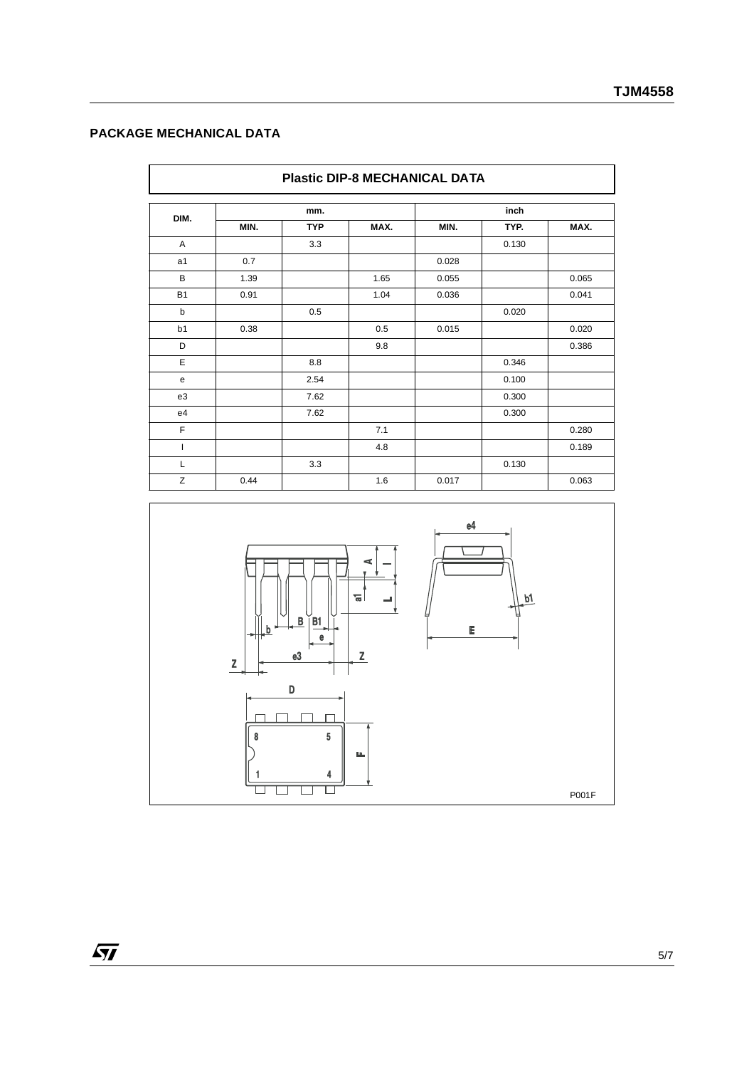## PACKAGE MECHANICAL DATA

| DIM. | mm. | | | inch | | |
|---|---|---|---|---|---|---|
| | MIN. | TYP | MAX. | MIN. | TYP. | MAX. |
| A | | 3.3 | | | 0.130 | |
| a1 | 0.7 | | | 0.028 | | |
| B | 1.39 | | 1.65 | 0.055 | | 0.065 |
| B1 | 0.91 | | 1.04 | 0.036 | | 0.041 |
| b | | 0.5 | | | 0.020 | |
| b1 | 0.38 | | 0.5 | 0.015 | | 0.020 |
| D | | | 9.8 | | | 0.386 |
| E | | 8.8 | | | 0.346 | |
| e | | 2.54 | | | 0.100 | |
| e3 | | 7.62 | | | 0.300 | |
| e4 | | 7.62 | | | 0.300 | |
| F | | | 7.1 | | | 0.280 |
| I | | | 4.8 | | | 0.189 |
| L | | 3.3 | | | 0.130 | |
| Z | 0.44 | | 1.6 | 0.017 | | 0.063 |

Plastic DIP-8 MECHANICAL DATA

P001F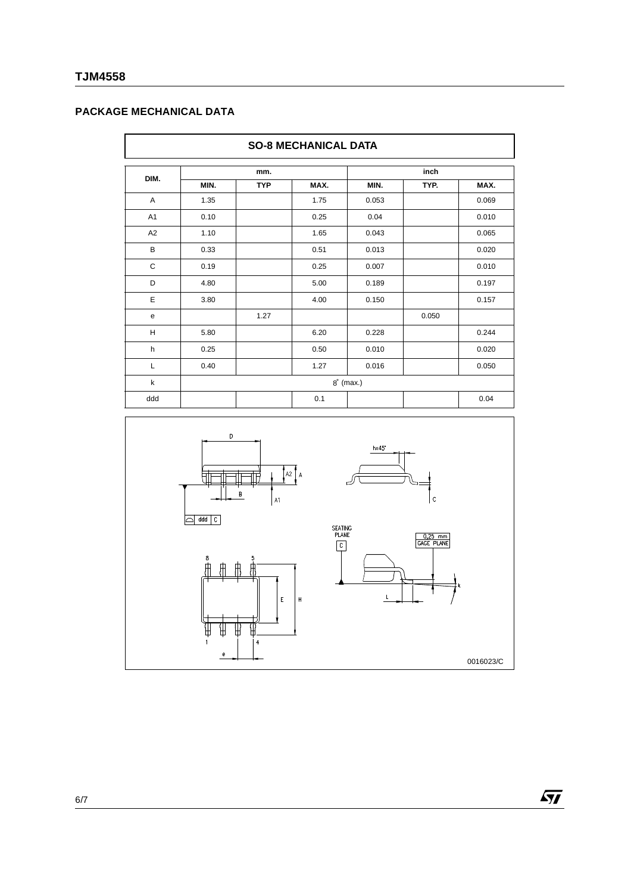## PACKAGE MECHANICAL DATA

| SO-8 MECHANICAL DATA | | | | | | |
|---|---|---|---|---|---|---|
| DIM. | mm. | | | inch | | |
| | MIN. | TYP | MAX. | MIN. | TYP. | MAX. |
| A | 1.35 | | 1.75 | 0.053 | | 0.069 |
| A1 | 0.10 | | 0.25 | 0.04 | | 0.010 |
| A2 | 1.10 | | 1.65 | 0.043 | | 0.065 |
| B | 0.33 | | 0.51 | 0.013 | | 0.020 |
| C | 0.19 | | 0.25 | 0.007 | | 0.010 |
| D | 4.80 | | 5.00 | 0.189 | | 0.197 |
| E | 3.80 | | 4.00 | 0.150 | | 0.157 |
| e | | 1.27 | | | 0.050 | |
| H | 5.80 | | 6.20 | 0.228 | | 0.244 |
| h | 0.25 | | 0.50 | 0.010 | | 0.020 |
| L | 0.40 | | 1.27 | 0.016 | | 0.050 |
| k | 8° (max.) | | | | | |
| ddd | | | 0.1 | | | 0.04 |

0016023/C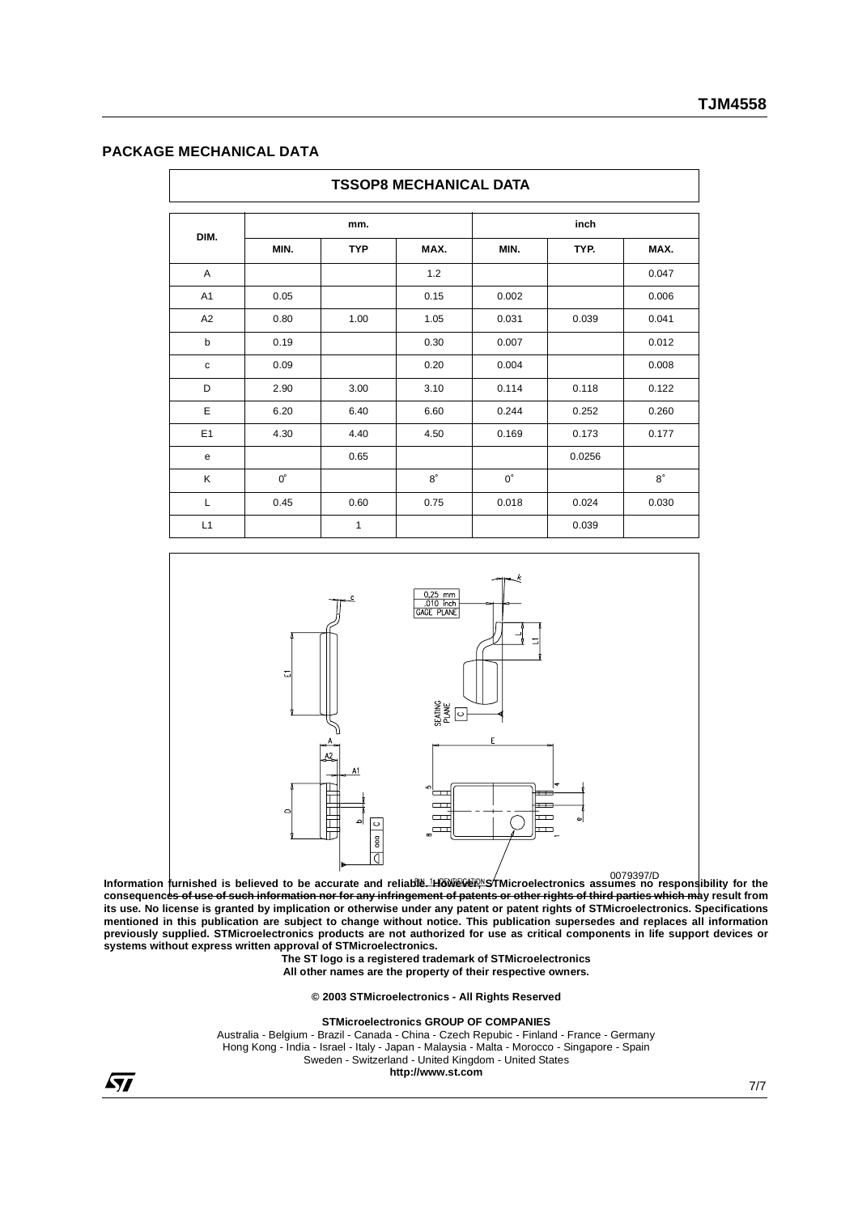## PACKAGE MECHANICAL DATA

| TSOP8 MECHANICAL DATA | | | | | | |
|---|---|---|---|---|---|---|
| DIM. | mm. | | | inch | | |
| | MIN. | TYP | MAX. | MIN. | TYP. | MAX. |
| A | | | 1.2 | | | 0.047 |
| A1 | 0.05 | | 0.15 | 0.002 | | 0.006 |
| A2 | 0.80 | 1.00 | 1.05 | 0.031 | 0.039 | 0.041 |
| b | 0.19 | | 0.30 | 0.007 | | 0.012 |
| c | 0.09 | | 0.20 | 0.004 | | 0.008 |
| D | 2.90 | 3.00 | 3.10 | 0.114 | 0.118 | 0.122 |
| E | 6.20 | 6.40 | 6.60 | 0.244 | 0.252 | 0.260 |
| E1 | 4.30 | 4.40 | 4.50 | 0.169 | 0.173 | 0.177 |
| e | | 0.65 | | | 0.0256 | |
| K | 0˚ | | 8˚ | 0˚ | | 8˚ |
| L | 0.45 | 0.60 | 0.75 | 0.018 | 0.024 | 0.030 |
| L1 | | 1 | | | 0.039 | |

0,25 mm
.010 inch
GAGE PLANE

SEATING PLANE

PIN 1 IDENTIFICATION

0079397/D

**Information furnished is believed to be accurate and reliable. However, STMicroelectronics assumes no responsibility for the consequences of use of such information nor for any infringement of patents or other rights of third parties which may result from its use. No license is granted by implication or otherwise under any patent or patent rights of STMicroelectronics. Specifications mentioned in this publication are subject to change without notice. This publication supersedes and replaces all information previously supplied. STMicroelectronics products are not authorized for use as critical components in life support devices or systems without express written approval of STMicroelectronics.**

**The ST logo is a registered trademark of STMicroelectronics**
**All other names are the property of their respective owners.**

**© 2003 STMicroelectronics - All Rights Reserved**

**STMicroelectronics GROUP OF COMPANIES**

Australia - Belgium - Brazil - Canada - China - Czech Repubic - Finland - France - Germany
Hong Kong - India - Israel - Italy - Japan - Malaysia - Malta - Morocco - Singapore - Spain
Sweden - Switzerland - United Kingdom - United States

**http://www.st.com**